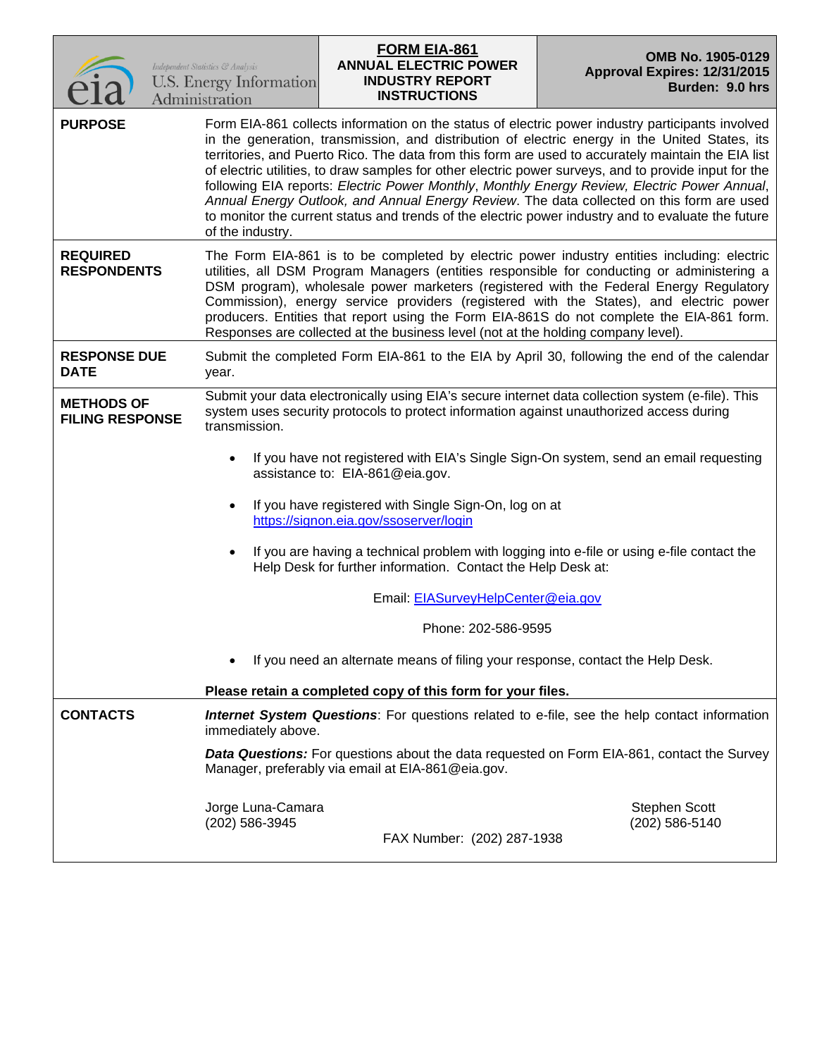| Independent Statistics & Analysis U.S. Energy Information Administration | **FORM EIA-861** **ANNUAL ELECTRIC POWER INDUSTRY REPORT INSTRUCTIONS** | **OMB No. 1905-0129** **Approval Expires: 12/31/2015** **Burden: 9.0 hrs** |
|---|---|---|

**PURPOSE**

Form EIA-861 collects information on the status of electric power industry participants involved in the generation, transmission, and distribution of electric energy in the United States, its territories, and Puerto Rico. The data from this form are used to accurately maintain the EIA list of electric utilities, to draw samples for other electric power surveys, and to provide input for the following EIA reports: *Electric Power Monthly*, *Monthly Energy Review, Electric Power Annual*, *Annual Energy Outlook, and Annual Energy Review*. The data collected on this form are used to monitor the current status and trends of the electric power industry and to evaluate the future of the industry.

**REQUIRED RESPONDENTS**

The Form EIA-861 is to be completed by electric power industry entities including: electric utilities, all DSM Program Managers (entities responsible for conducting or administering a DSM program), wholesale power marketers (registered with the Federal Energy Regulatory Commission), energy service providers (registered with the States), and electric power producers. Entities that report using the Form EIA-861S do not complete the EIA-861 form. Responses are collected at the business level (not at the holding company level).

**RESPONSE DUE DATE**

Submit the completed Form EIA-861 to the EIA by April 30, following the end of the calendar year.

**METHODS OF FILING RESPONSE**

Submit your data electronically using EIA's secure internet data collection system (e-file). This system uses security protocols to protect information against unauthorized access during transmission.

- If you have not registered with EIA's Single Sign-On system, send an email requesting assistance to: EIA-861@eia.gov.
- If you have registered with Single Sign-On, log on at https://signon.eia.gov/ssoserver/login
- If you are having a technical problem with logging into e-file or using e-file contact the Help Desk for further information. Contact the Help Desk at:

  Email: EIASurveyHelpCenter@eia.gov

  Phone: 202-586-9595

- If you need an alternate means of filing your response, contact the Help Desk.

**Please retain a completed copy of this form for your files.**

**CONTACTS**

***Internet System Questions***: For questions related to e-file, see the help contact information immediately above.

***Data Questions:*** For questions about the data requested on Form EIA-861, contact the Survey Manager, preferably via email at EIA-861@eia.gov.

Jorge Luna-Camara
(202) 586-3945

Stephen Scott
(202) 586-5140

FAX Number: (202) 287-1938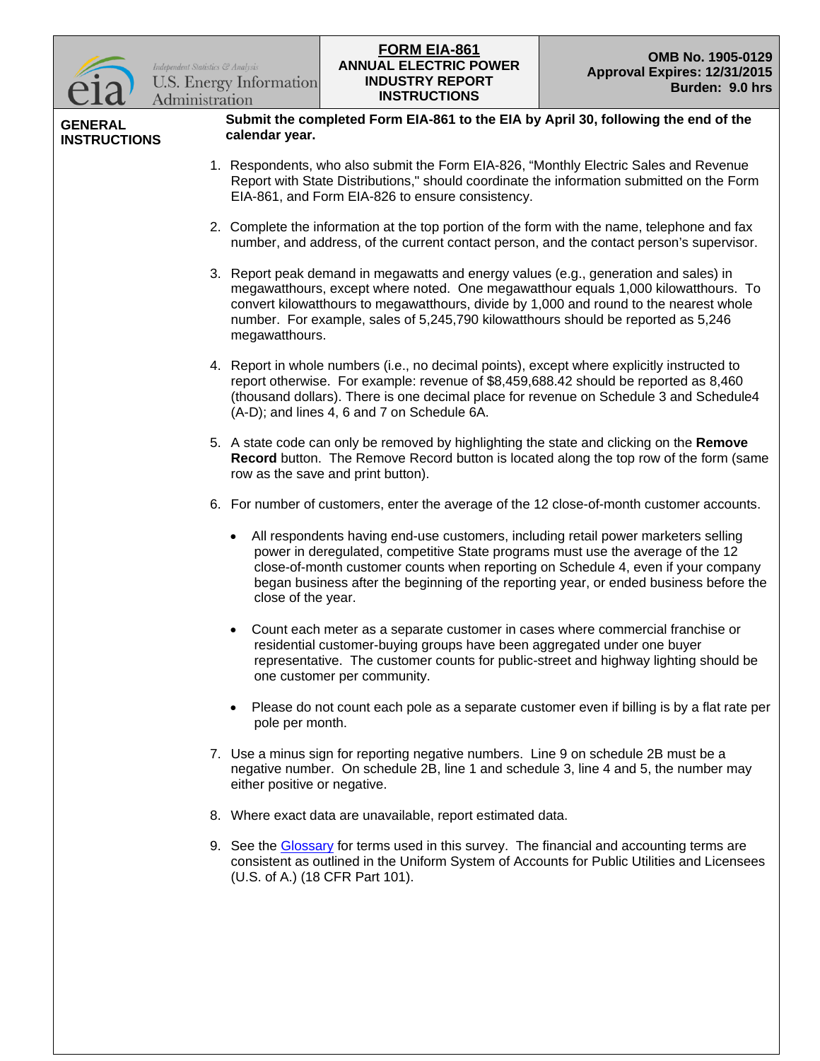| U.S. Energy Information Administration | **FORM EIA-861** ANNUAL ELECTRIC POWER INDUSTRY REPORT INSTRUCTIONS | OMB No. 1905-0129 Approval Expires: 12/31/2015 Burden: 9.0 hrs |
|---|---|---|

## GENERAL INSTRUCTIONS

**Submit the completed Form EIA-861 to the EIA by April 30, following the end of the calendar year.**

1. Respondents, who also submit the Form EIA-826, "Monthly Electric Sales and Revenue Report with State Distributions," should coordinate the information submitted on the Form EIA-861, and Form EIA-826 to ensure consistency.

2. Complete the information at the top portion of the form with the name, telephone and fax number, and address, of the current contact person, and the contact person's supervisor.

3. Report peak demand in megawatts and energy values (e.g., generation and sales) in megawatthours, except where noted. One megawatthour equals 1,000 kilowatthours. To convert kilowatthours to megawatthours, divide by 1,000 and round to the nearest whole number. For example, sales of 5,245,790 kilowatthours should be reported as 5,246 megawatthours.

4. Report in whole numbers (i.e., no decimal points), except where explicitly instructed to report otherwise. For example: revenue of $8,459,688.42 should be reported as 8,460 (thousand dollars). There is one decimal place for revenue on Schedule 3 and Schedule4 (A-D); and lines 4, 6 and 7 on Schedule 6A.

5. A state code can only be removed by highlighting the state and clicking on the **Remove Record** button. The Remove Record button is located along the top row of the form (same row as the save and print button).

6. For number of customers, enter the average of the 12 close-of-month customer accounts.

   - All respondents having end-use customers, including retail power marketers selling power in deregulated, competitive State programs must use the average of the 12 close-of-month customer counts when reporting on Schedule 4, even if your company began business after the beginning of the reporting year, or ended business before the close of the year.

   - Count each meter as a separate customer in cases where commercial franchise or residential customer-buying groups have been aggregated under one buyer representative. The customer counts for public-street and highway lighting should be one customer per community.

   - Please do not count each pole as a separate customer even if billing is by a flat rate per pole per month.

7. Use a minus sign for reporting negative numbers. Line 9 on schedule 2B must be a negative number. On schedule 2B, line 1 and schedule 3, line 4 and 5, the number may either positive or negative.

8. Where exact data are unavailable, report estimated data.

9. See the Glossary for terms used in this survey. The financial and accounting terms are consistent as outlined in the Uniform System of Accounts for Public Utilities and Licensees (U.S. of A.) (18 CFR Part 101).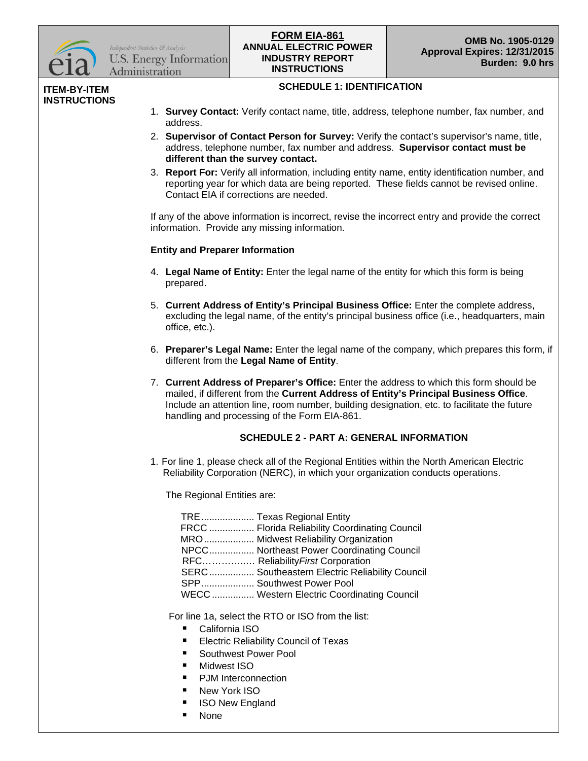**FORM EIA-861**
**ANNUAL ELECTRIC POWER INDUSTRY REPORT INSTRUCTIONS**

**OMB No. 1905-0129**
**Approval Expires: 12/31/2015**
**Burden: 9.0 hrs**

**ITEM-BY-ITEM INSTRUCTIONS**

## SCHEDULE 1: IDENTIFICATION

1. **Survey Contact:** Verify contact name, title, address, telephone number, fax number, and address.
2. **Supervisor of Contact Person for Survey:** Verify the contact's supervisor's name, title, address, telephone number, fax number and address. **Supervisor contact must be different than the survey contact.**
3. **Report For:** Verify all information, including entity name, entity identification number, and reporting year for which data are being reported. These fields cannot be revised online. Contact EIA if corrections are needed.

If any of the above information is incorrect, revise the incorrect entry and provide the correct information. Provide any missing information.

**Entity and Preparer Information**

4. **Legal Name of Entity:** Enter the legal name of the entity for which this form is being prepared.
5. **Current Address of Entity's Principal Business Office:** Enter the complete address, excluding the legal name, of the entity's principal business office (i.e., headquarters, main office, etc.).
6. **Preparer's Legal Name:** Enter the legal name of the company, which prepares this form, if different from the **Legal Name of Entity**.
7. **Current Address of Preparer's Office:** Enter the address to which this form should be mailed, if different from the **Current Address of Entity's Principal Business Office**. Include an attention line, room number, building designation, etc. to facilitate the future handling and processing of the Form EIA-861.

## SCHEDULE 2 - PART A: GENERAL INFORMATION

1. For line 1, please check all of the Regional Entities within the North American Electric Reliability Corporation (NERC), in which your organization conducts operations.

   The Regional Entities are:

   TRE.................... Texas Regional Entity
   FRCC ................. Florida Reliability Coordinating Council
   MRO.................. Midwest Reliability Organization
   NPCC................. Northeast Power Coordinating Council
   RFC……………… Reliability*First* Corporation
   SERC ................. Southeastern Electric Reliability Council
   SPP.................... Southwest Power Pool
   WECC ................ Western Electric Coordinating Council

   For line 1a, select the RTO or ISO from the list:

   - California ISO
   - Electric Reliability Council of Texas
   - Southwest Power Pool
   - Midwest ISO
   - PJM Interconnection
   - New York ISO
   - ISO New England
   - None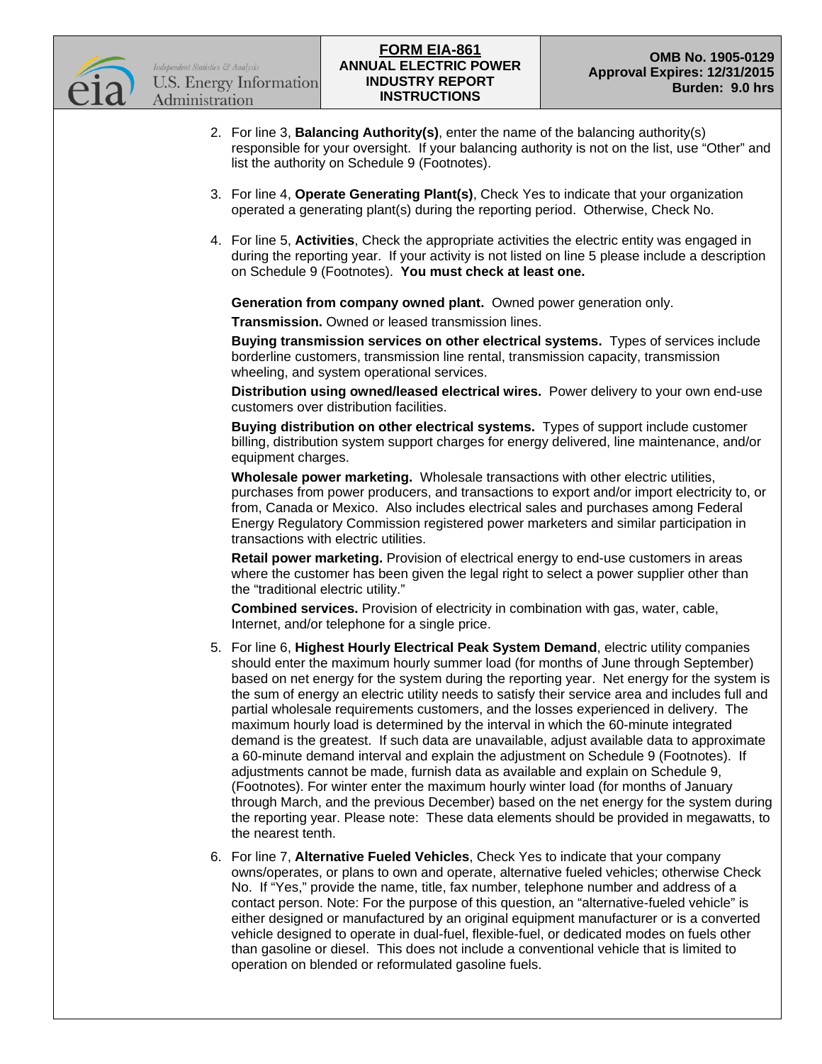2. For line 3, **Balancing Authority(s)**, enter the name of the balancing authority(s) responsible for your oversight. If your balancing authority is not on the list, use "Other" and list the authority on Schedule 9 (Footnotes).

3. For line 4, **Operate Generating Plant(s)**, Check Yes to indicate that your organization operated a generating plant(s) during the reporting period. Otherwise, Check No.

4. For line 5, **Activities**, Check the appropriate activities the electric entity was engaged in during the reporting year. If your activity is not listed on line 5 please include a description on Schedule 9 (Footnotes). **You must check at least one.**

   **Generation from company owned plant.** Owned power generation only.

   **Transmission.** Owned or leased transmission lines.

   **Buying transmission services on other electrical systems.** Types of services include borderline customers, transmission line rental, transmission capacity, transmission wheeling, and system operational services.

   **Distribution using owned/leased electrical wires.** Power delivery to your own end-use customers over distribution facilities.

   **Buying distribution on other electrical systems.** Types of support include customer billing, distribution system support charges for energy delivered, line maintenance, and/or equipment charges.

   **Wholesale power marketing.** Wholesale transactions with other electric utilities, purchases from power producers, and transactions to export and/or import electricity to, or from, Canada or Mexico. Also includes electrical sales and purchases among Federal Energy Regulatory Commission registered power marketers and similar participation in transactions with electric utilities.

   **Retail power marketing.** Provision of electrical energy to end-use customers in areas where the customer has been given the legal right to select a power supplier other than the "traditional electric utility."

   **Combined services.** Provision of electricity in combination with gas, water, cable, Internet, and/or telephone for a single price.

5. For line 6, **Highest Hourly Electrical Peak System Demand**, electric utility companies should enter the maximum hourly summer load (for months of June through September) based on net energy for the system during the reporting year. Net energy for the system is the sum of energy an electric utility needs to satisfy their service area and includes full and partial wholesale requirements customers, and the losses experienced in delivery. The maximum hourly load is determined by the interval in which the 60-minute integrated demand is the greatest. If such data are unavailable, adjust available data to approximate a 60-minute demand interval and explain the adjustment on Schedule 9 (Footnotes). If adjustments cannot be made, furnish data as available and explain on Schedule 9, (Footnotes). For winter enter the maximum hourly winter load (for months of January through March, and the previous December) based on the net energy for the system during the reporting year. Please note: These data elements should be provided in megawatts, to the nearest tenth.

6. For line 7, **Alternative Fueled Vehicles**, Check Yes to indicate that your company owns/operates, or plans to own and operate, alternative fueled vehicles; otherwise Check No. If "Yes," provide the name, title, fax number, telephone number and address of a contact person. Note: For the purpose of this question, an "alternative-fueled vehicle" is either designed or manufactured by an original equipment manufacturer or is a converted vehicle designed to operate in dual-fuel, flexible-fuel, or dedicated modes on fuels other than gasoline or diesel. This does not include a conventional vehicle that is limited to operation on blended or reformulated gasoline fuels.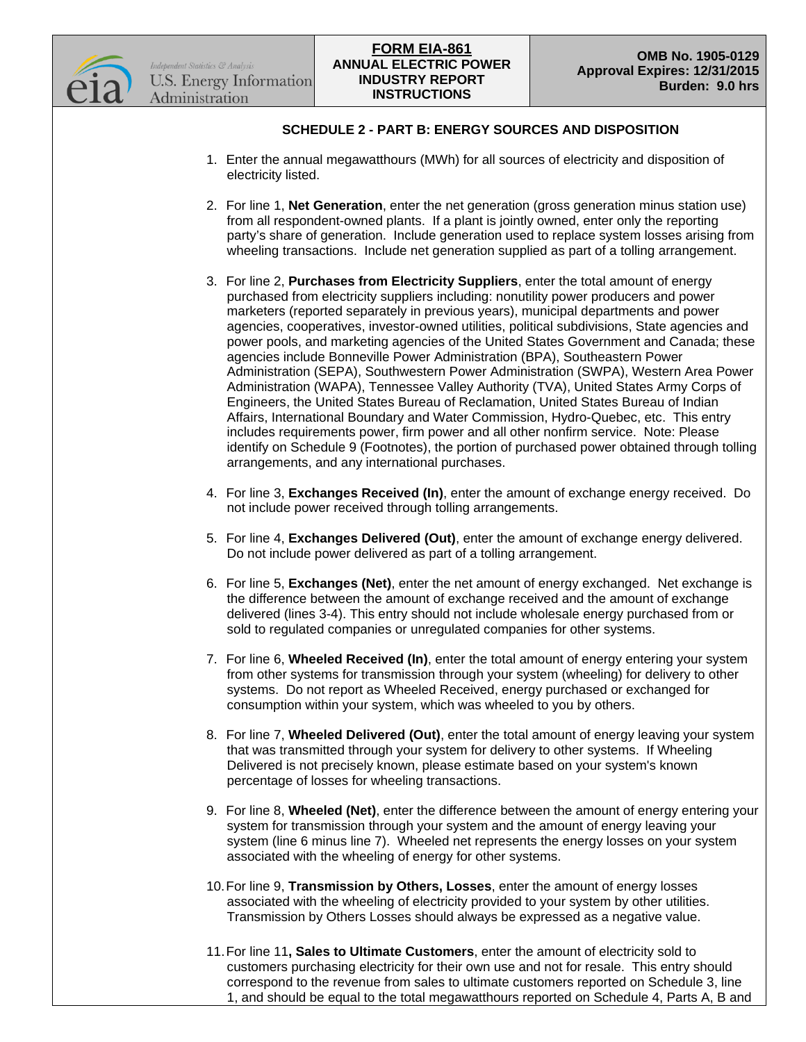### SCHEDULE 2 - PART B: ENERGY SOURCES AND DISPOSITION

1. Enter the annual megawatthours (MWh) for all sources of electricity and disposition of electricity listed.

2. For line 1, **Net Generation**, enter the net generation (gross generation minus station use) from all respondent-owned plants. If a plant is jointly owned, enter only the reporting party's share of generation. Include generation used to replace system losses arising from wheeling transactions. Include net generation supplied as part of a tolling arrangement.

3. For line 2, **Purchases from Electricity Suppliers**, enter the total amount of energy purchased from electricity suppliers including: nonutility power producers and power marketers (reported separately in previous years), municipal departments and power agencies, cooperatives, investor-owned utilities, political subdivisions, State agencies and power pools, and marketing agencies of the United States Government and Canada; these agencies include Bonneville Power Administration (BPA), Southeastern Power Administration (SEPA), Southwestern Power Administration (SWPA), Western Area Power Administration (WAPA), Tennessee Valley Authority (TVA), United States Army Corps of Engineers, the United States Bureau of Reclamation, United States Bureau of Indian Affairs, International Boundary and Water Commission, Hydro-Quebec, etc. This entry includes requirements power, firm power and all other nonfirm service. Note: Please identify on Schedule 9 (Footnotes), the portion of purchased power obtained through tolling arrangements, and any international purchases.

4. For line 3, **Exchanges Received (In)**, enter the amount of exchange energy received. Do not include power received through tolling arrangements.

5. For line 4, **Exchanges Delivered (Out)**, enter the amount of exchange energy delivered. Do not include power delivered as part of a tolling arrangement.

6. For line 5, **Exchanges (Net)**, enter the net amount of energy exchanged. Net exchange is the difference between the amount of exchange received and the amount of exchange delivered (lines 3-4). This entry should not include wholesale energy purchased from or sold to regulated companies or unregulated companies for other systems.

7. For line 6, **Wheeled Received (In)**, enter the total amount of energy entering your system from other systems for transmission through your system (wheeling) for delivery to other systems. Do not report as Wheeled Received, energy purchased or exchanged for consumption within your system, which was wheeled to you by others.

8. For line 7, **Wheeled Delivered (Out)**, enter the total amount of energy leaving your system that was transmitted through your system for delivery to other systems. If Wheeling Delivered is not precisely known, please estimate based on your system's known percentage of losses for wheeling transactions.

9. For line 8, **Wheeled (Net)**, enter the difference between the amount of energy entering your system for transmission through your system and the amount of energy leaving your system (line 6 minus line 7). Wheeled net represents the energy losses on your system associated with the wheeling of energy for other systems.

10. For line 9, **Transmission by Others, Losses**, enter the amount of energy losses associated with the wheeling of electricity provided to your system by other utilities. Transmission by Others Losses should always be expressed as a negative value.

11. For line 11**, Sales to Ultimate Customers**, enter the amount of electricity sold to customers purchasing electricity for their own use and not for resale. This entry should correspond to the revenue from sales to ultimate customers reported on Schedule 3, line 1, and should be equal to the total megawatthours reported on Schedule 4, Parts A, B and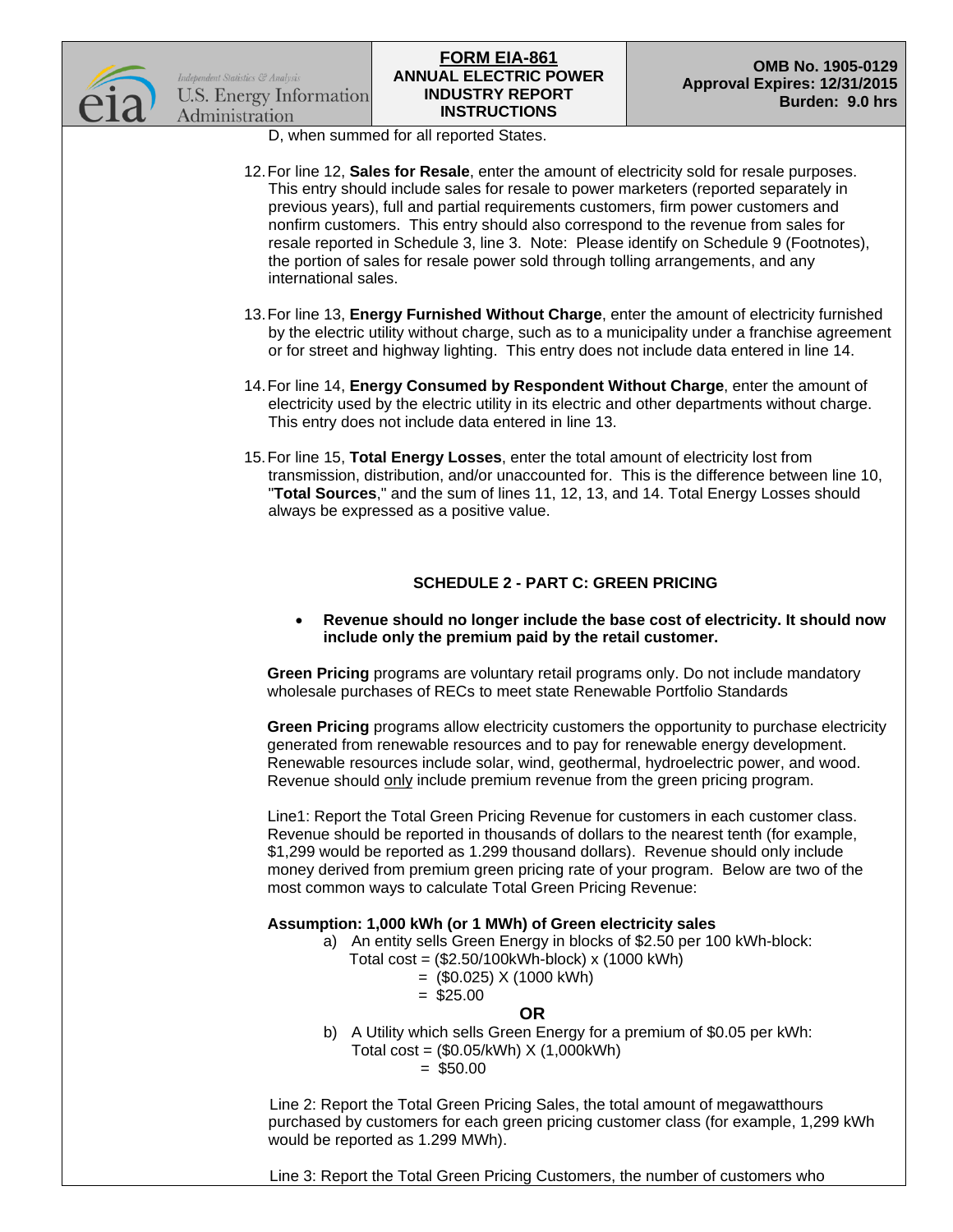D, when summed for all reported States.

12. For line 12, **Sales for Resale**, enter the amount of electricity sold for resale purposes. This entry should include sales for resale to power marketers (reported separately in previous years), full and partial requirements customers, firm power customers and nonfirm customers. This entry should also correspond to the revenue from sales for resale reported in Schedule 3, line 3. Note: Please identify on Schedule 9 (Footnotes), the portion of sales for resale power sold through tolling arrangements, and any international sales.

13. For line 13, **Energy Furnished Without Charge**, enter the amount of electricity furnished by the electric utility without charge, such as to a municipality under a franchise agreement or for street and highway lighting. This entry does not include data entered in line 14.

14. For line 14, **Energy Consumed by Respondent Without Charge**, enter the amount of electricity used by the electric utility in its electric and other departments without charge. This entry does not include data entered in line 13.

15. For line 15, **Total Energy Losses**, enter the total amount of electricity lost from transmission, distribution, and/or unaccounted for. This is the difference between line 10, "**Total Sources**," and the sum of lines 11, 12, 13, and 14. Total Energy Losses should always be expressed as a positive value.

## SCHEDULE 2 - PART C: GREEN PRICING

- **Revenue should no longer include the base cost of electricity. It should now include only the premium paid by the retail customer.**

**Green Pricing** programs are voluntary retail programs only. Do not include mandatory wholesale purchases of RECs to meet state Renewable Portfolio Standards

**Green Pricing** programs allow electricity customers the opportunity to purchase electricity generated from renewable resources and to pay for renewable energy development. Renewable resources include solar, wind, geothermal, hydroelectric power, and wood. Revenue should only include premium revenue from the green pricing program.

Line1: Report the Total Green Pricing Revenue for customers in each customer class. Revenue should be reported in thousands of dollars to the nearest tenth (for example, $1,299 would be reported as 1.299 thousand dollars). Revenue should only include money derived from premium green pricing rate of your program. Below are two of the most common ways to calculate Total Green Pricing Revenue:

**Assumption: 1,000 kWh (or 1 MWh) of Green electricity sales**

a) An entity sells Green Energy in blocks of $2.50 per 100 kWh-block:
   Total cost = ($2.50/100kWh-block) x (1000 kWh)
   = ($0.025) X (1000 kWh)
   = $25.00

**OR**

b) A Utility which sells Green Energy for a premium of $0.05 per kWh:
   Total cost = ($0.05/kWh) X (1,000kWh)
   = $50.00

Line 2: Report the Total Green Pricing Sales, the total amount of megawatthours purchased by customers for each green pricing customer class (for example, 1,299 kWh would be reported as 1.299 MWh).

Line 3: Report the Total Green Pricing Customers, the number of customers who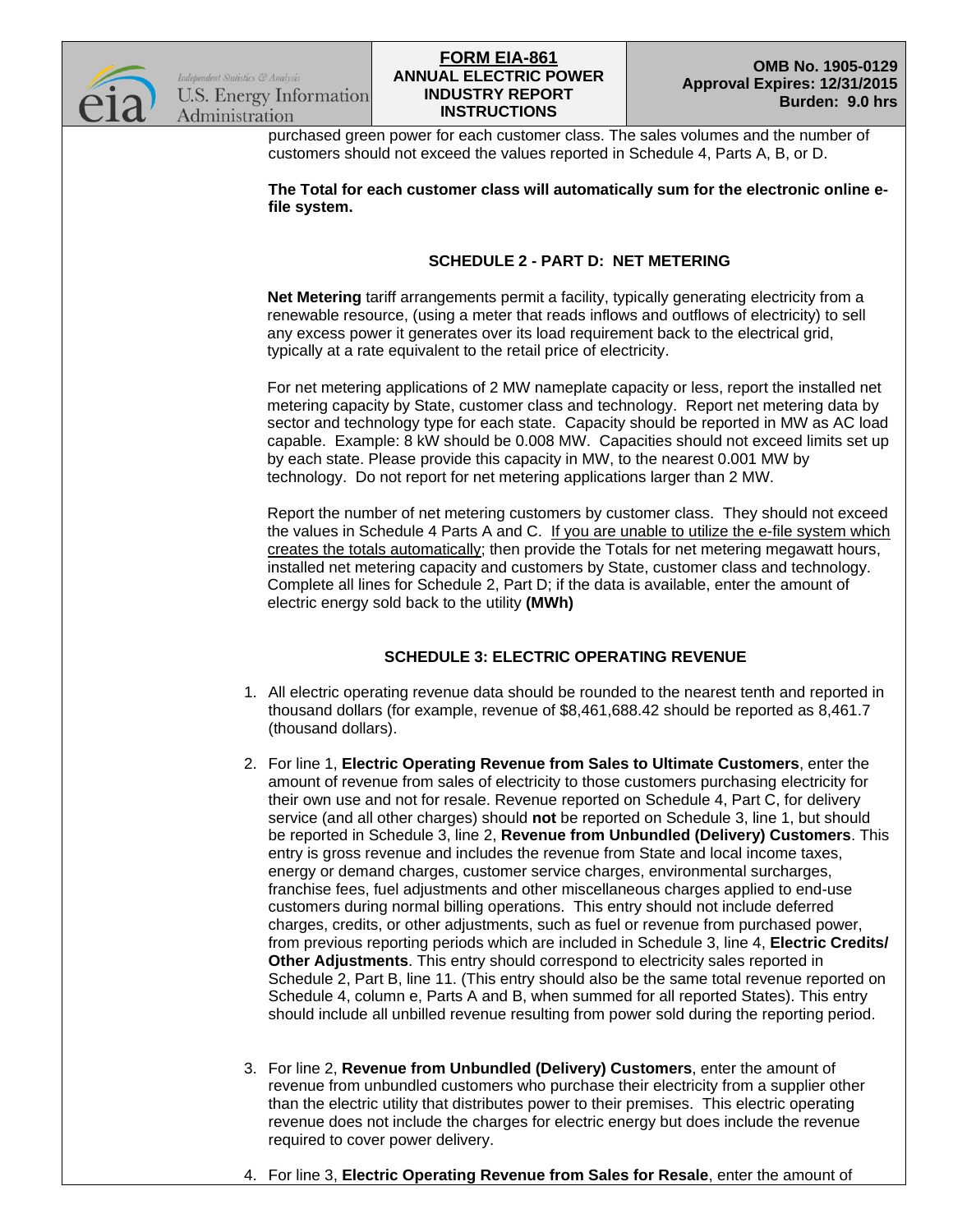purchased green power for each customer class. The sales volumes and the number of customers should not exceed the values reported in Schedule 4, Parts A, B, or D.

**The Total for each customer class will automatically sum for the electronic online e-file system.**

### SCHEDULE 2 - PART D: NET METERING

**Net Metering** tariff arrangements permit a facility, typically generating electricity from a renewable resource, (using a meter that reads inflows and outflows of electricity) to sell any excess power it generates over its load requirement back to the electrical grid, typically at a rate equivalent to the retail price of electricity.

For net metering applications of 2 MW nameplate capacity or less, report the installed net metering capacity by State, customer class and technology. Report net metering data by sector and technology type for each state. Capacity should be reported in MW as AC load capable. Example: 8 kW should be 0.008 MW. Capacities should not exceed limits set up by each state. Please provide this capacity in MW, to the nearest 0.001 MW by technology. Do not report for net metering applications larger than 2 MW.

Report the number of net metering customers by customer class. They should not exceed the values in Schedule 4 Parts A and C. If you are unable to utilize the e-file system which creates the totals automatically; then provide the Totals for net metering megawatt hours, installed net metering capacity and customers by State, customer class and technology. Complete all lines for Schedule 2, Part D; if the data is available, enter the amount of electric energy sold back to the utility **(MWh)**

### SCHEDULE 3: ELECTRIC OPERATING REVENUE

1. All electric operating revenue data should be rounded to the nearest tenth and reported in thousand dollars (for example, revenue of $8,461,688.42 should be reported as 8,461.7 (thousand dollars).

2. For line 1, **Electric Operating Revenue from Sales to Ultimate Customers**, enter the amount of revenue from sales of electricity to those customers purchasing electricity for their own use and not for resale. Revenue reported on Schedule 4, Part C, for delivery service (and all other charges) should **not** be reported on Schedule 3, line 1, but should be reported in Schedule 3, line 2, **Revenue from Unbundled (Delivery) Customers**. This entry is gross revenue and includes the revenue from State and local income taxes, energy or demand charges, customer service charges, environmental surcharges, franchise fees, fuel adjustments and other miscellaneous charges applied to end-use customers during normal billing operations. This entry should not include deferred charges, credits, or other adjustments, such as fuel or revenue from purchased power, from previous reporting periods which are included in Schedule 3, line 4, **Electric Credits/ Other Adjustments**. This entry should correspond to electricity sales reported in Schedule 2, Part B, line 11. (This entry should also be the same total revenue reported on Schedule 4, column e, Parts A and B, when summed for all reported States). This entry should include all unbilled revenue resulting from power sold during the reporting period.

3. For line 2, **Revenue from Unbundled (Delivery) Customers**, enter the amount of revenue from unbundled customers who purchase their electricity from a supplier other than the electric utility that distributes power to their premises. This electric operating revenue does not include the charges for electric energy but does include the revenue required to cover power delivery.

4. For line 3, **Electric Operating Revenue from Sales for Resale**, enter the amount of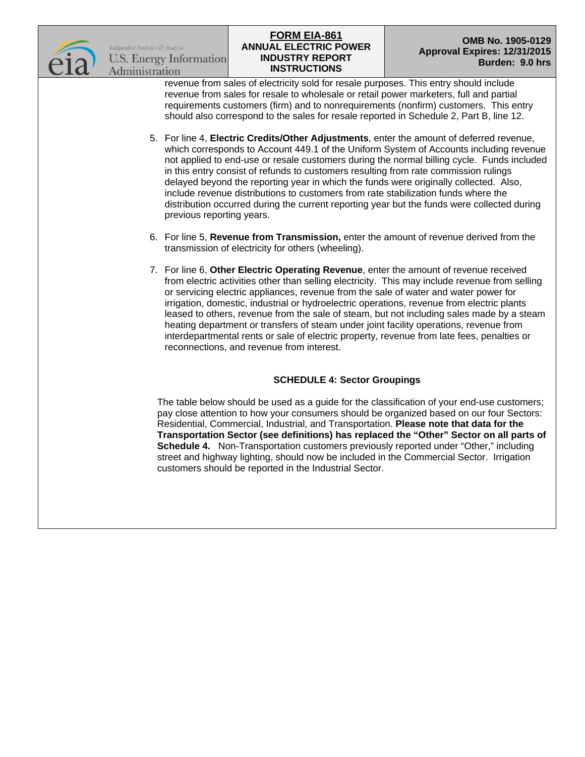revenue from sales of electricity sold for resale purposes. This entry should include revenue from sales for resale to wholesale or retail power marketers, full and partial requirements customers (firm) and to nonrequirements (nonfirm) customers. This entry should also correspond to the sales for resale reported in Schedule 2, Part B, line 12.

5. For line 4, **Electric Credits/Other Adjustments**, enter the amount of deferred revenue, which corresponds to Account 449.1 of the Uniform System of Accounts including revenue not applied to end-use or resale customers during the normal billing cycle. Funds included in this entry consist of refunds to customers resulting from rate commission rulings delayed beyond the reporting year in which the funds were originally collected. Also, include revenue distributions to customers from rate stabilization funds where the distribution occurred during the current reporting year but the funds were collected during previous reporting years.

6. For line 5, **Revenue from Transmission,** enter the amount of revenue derived from the transmission of electricity for others (wheeling).

7. For line 6, **Other Electric Operating Revenue**, enter the amount of revenue received from electric activities other than selling electricity. This may include revenue from selling or servicing electric appliances, revenue from the sale of water and water power for irrigation, domestic, industrial or hydroelectric operations, revenue from electric plants leased to others, revenue from the sale of steam, but not including sales made by a steam heating department or transfers of steam under joint facility operations, revenue from interdepartmental rents or sale of electric property, revenue from late fees, penalties or reconnections, and revenue from interest.

## SCHEDULE 4: Sector Groupings

The table below should be used as a guide for the classification of your end-use customers; pay close attention to how your consumers should be organized based on our four Sectors: Residential, Commercial, Industrial, and Transportation. **Please note that data for the Transportation Sector (see definitions) has replaced the "Other" Sector on all parts of Schedule 4.** Non-Transportation customers previously reported under "Other," including street and highway lighting, should now be included in the Commercial Sector. Irrigation customers should be reported in the Industrial Sector.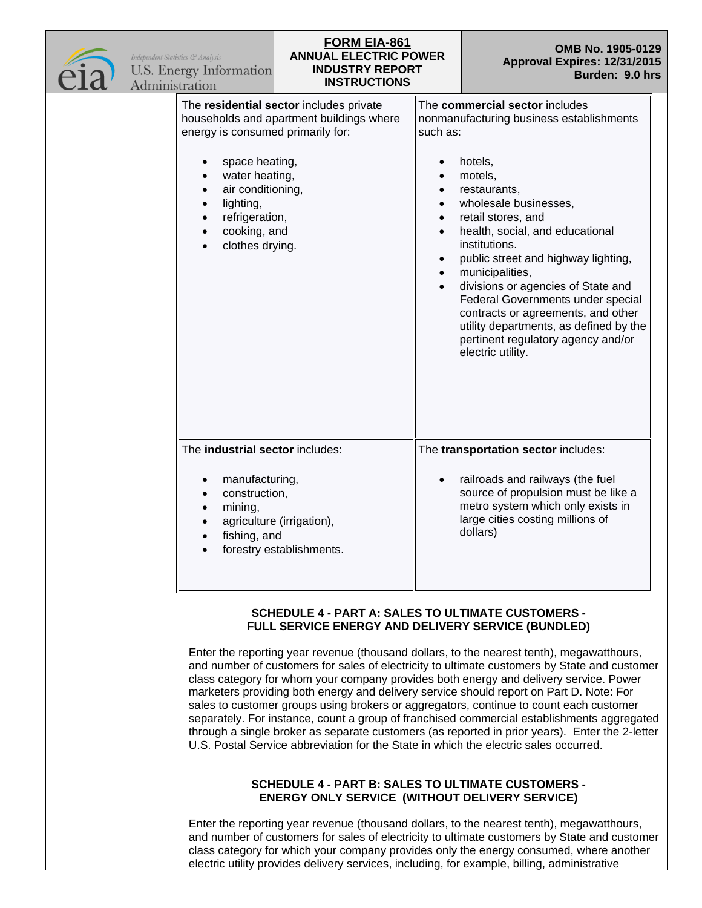| The **residential sector** includes private households and apartment buildings where energy is consumed primarily for: | The **commercial sector** includes nonmanufacturing business establishments such as: |
|---|---|
| • space heating,<br>• water heating,<br>• air conditioning,<br>• lighting,<br>• refrigeration,<br>• cooking, and<br>• clothes drying. | • hotels,<br>• motels,<br>• restaurants,<br>• wholesale businesses,<br>• retail stores, and<br>• health, social, and educational institutions.<br>• public street and highway lighting,<br>• municipalities,<br>• divisions or agencies of State and Federal Governments under special contracts or agreements, and other utility departments, as defined by the pertinent regulatory agency and/or electric utility. |
| The **industrial sector** includes: | The **transportation sector** includes: |
| • manufacturing,<br>• construction,<br>• mining,<br>• agriculture (irrigation),<br>• fishing, and<br>• forestry establishments. | • railroads and railways (the fuel source of propulsion must be like a metro system which only exists in large cities costing millions of dollars) |

## SCHEDULE 4 - PART A: SALES TO ULTIMATE CUSTOMERS - FULL SERVICE ENERGY AND DELIVERY SERVICE (BUNDLED)

Enter the reporting year revenue (thousand dollars, to the nearest tenth), megawatthours, and number of customers for sales of electricity to ultimate customers by State and customer class category for whom your company provides both energy and delivery service. Power marketers providing both energy and delivery service should report on Part D. Note: For sales to customer groups using brokers or aggregators, continue to count each customer separately. For instance, count a group of franchised commercial establishments aggregated through a single broker as separate customers (as reported in prior years). Enter the 2-letter U.S. Postal Service abbreviation for the State in which the electric sales occurred.

## SCHEDULE 4 - PART B: SALES TO ULTIMATE CUSTOMERS - ENERGY ONLY SERVICE (WITHOUT DELIVERY SERVICE)

Enter the reporting year revenue (thousand dollars, to the nearest tenth), megawatthours, and number of customers for sales of electricity to ultimate customers by State and customer class category for which your company provides only the energy consumed, where another electric utility provides delivery services, including, for example, billing, administrative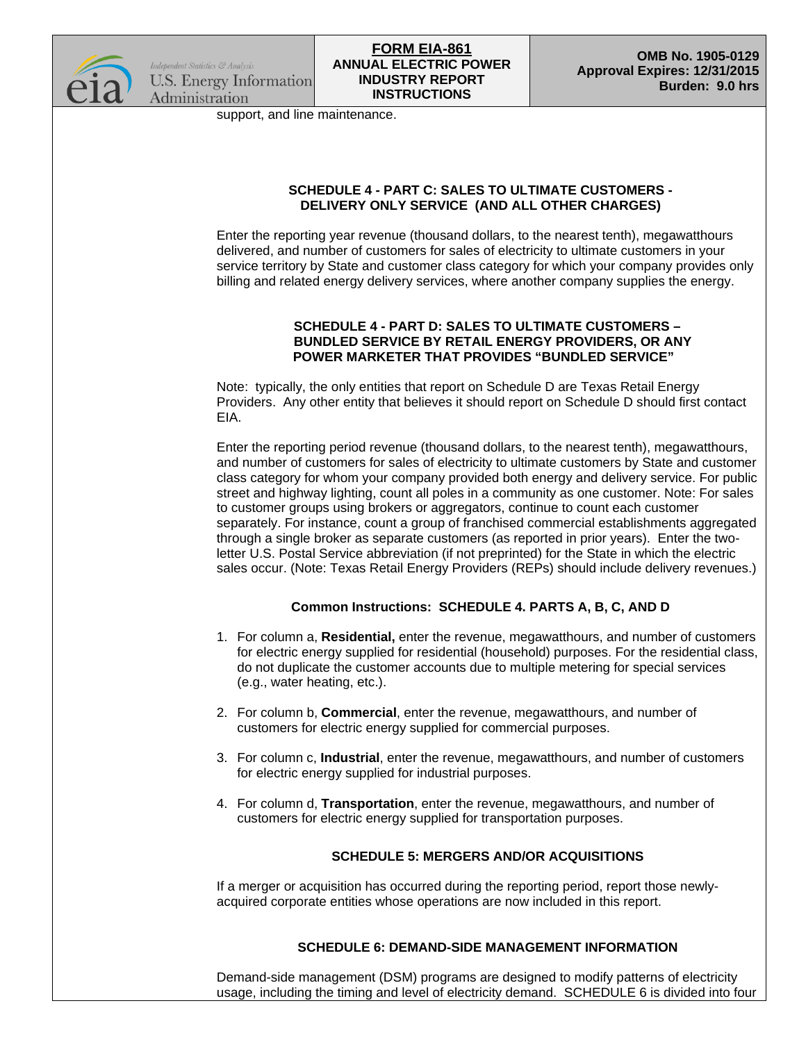support, and line maintenance.

### SCHEDULE 4 - PART C: SALES TO ULTIMATE CUSTOMERS - DELIVERY ONLY SERVICE (AND ALL OTHER CHARGES)

Enter the reporting year revenue (thousand dollars, to the nearest tenth), megawatthours delivered, and number of customers for sales of electricity to ultimate customers in your service territory by State and customer class category for which your company provides only billing and related energy delivery services, where another company supplies the energy.

### SCHEDULE 4 - PART D: SALES TO ULTIMATE CUSTOMERS – BUNDLED SERVICE BY RETAIL ENERGY PROVIDERS, OR ANY POWER MARKETER THAT PROVIDES "BUNDLED SERVICE"

Note: typically, the only entities that report on Schedule D are Texas Retail Energy Providers. Any other entity that believes it should report on Schedule D should first contact EIA.

Enter the reporting period revenue (thousand dollars, to the nearest tenth), megawatthours, and number of customers for sales of electricity to ultimate customers by State and customer class category for whom your company provided both energy and delivery service. For public street and highway lighting, count all poles in a community as one customer. Note: For sales to customer groups using brokers or aggregators, continue to count each customer separately. For instance, count a group of franchised commercial establishments aggregated through a single broker as separate customers (as reported in prior years). Enter the two-letter U.S. Postal Service abbreviation (if not preprinted) for the State in which the electric sales occur. (Note: Texas Retail Energy Providers (REPs) should include delivery revenues.)

### Common Instructions: SCHEDULE 4. PARTS A, B, C, AND D

1. For column a, **Residential,** enter the revenue, megawatthours, and number of customers for electric energy supplied for residential (household) purposes. For the residential class, do not duplicate the customer accounts due to multiple metering for special services (e.g., water heating, etc.).
2. For column b, **Commercial**, enter the revenue, megawatthours, and number of customers for electric energy supplied for commercial purposes.
3. For column c, **Industrial**, enter the revenue, megawatthours, and number of customers for electric energy supplied for industrial purposes.
4. For column d, **Transportation**, enter the revenue, megawatthours, and number of customers for electric energy supplied for transportation purposes.

### SCHEDULE 5: MERGERS AND/OR ACQUISITIONS

If a merger or acquisition has occurred during the reporting period, report those newly-acquired corporate entities whose operations are now included in this report.

### SCHEDULE 6: DEMAND-SIDE MANAGEMENT INFORMATION

Demand-side management (DSM) programs are designed to modify patterns of electricity usage, including the timing and level of electricity demand. SCHEDULE 6 is divided into four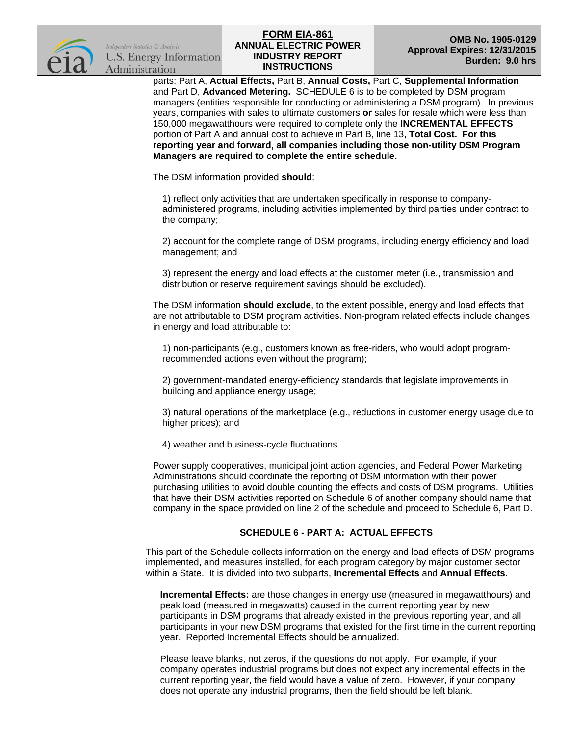parts: Part A, **Actual Effects,** Part B, **Annual Costs,** Part C, **Supplemental Information** and Part D, **Advanced Metering.** SCHEDULE 6 is to be completed by DSM program managers (entities responsible for conducting or administering a DSM program). In previous years, companies with sales to ultimate customers **or** sales for resale which were less than 150,000 megawatthours were required to complete only the **INCREMENTAL EFFECTS** portion of Part A and annual cost to achieve in Part B, line 13, **Total Cost. For this reporting year and forward, all companies including those non-utility DSM Program Managers are required to complete the entire schedule.**

The DSM information provided **should**:

1) reflect only activities that are undertaken specifically in response to company-administered programs, including activities implemented by third parties under contract to the company;

2) account for the complete range of DSM programs, including energy efficiency and load management; and

3) represent the energy and load effects at the customer meter (i.e., transmission and distribution or reserve requirement savings should be excluded).

The DSM information **should exclude**, to the extent possible, energy and load effects that are not attributable to DSM program activities. Non-program related effects include changes in energy and load attributable to:

1) non-participants (e.g., customers known as free-riders, who would adopt program-recommended actions even without the program);

2) government-mandated energy-efficiency standards that legislate improvements in building and appliance energy usage;

3) natural operations of the marketplace (e.g., reductions in customer energy usage due to higher prices); and

4) weather and business-cycle fluctuations.

Power supply cooperatives, municipal joint action agencies, and Federal Power Marketing Administrations should coordinate the reporting of DSM information with their power purchasing utilities to avoid double counting the effects and costs of DSM programs. Utilities that have their DSM activities reported on Schedule 6 of another company should name that company in the space provided on line 2 of the schedule and proceed to Schedule 6, Part D.

## SCHEDULE 6 - PART A: ACTUAL EFFECTS

This part of the Schedule collects information on the energy and load effects of DSM programs implemented, and measures installed, for each program category by major customer sector within a State. It is divided into two subparts, **Incremental Effects** and **Annual Effects**.

**Incremental Effects:** are those changes in energy use (measured in megawatthours) and peak load (measured in megawatts) caused in the current reporting year by new participants in DSM programs that already existed in the previous reporting year, and all participants in your new DSM programs that existed for the first time in the current reporting year. Reported Incremental Effects should be annualized.

Please leave blanks, not zeros, if the questions do not apply. For example, if your company operates industrial programs but does not expect any incremental effects in the current reporting year, the field would have a value of zero. However, if your company does not operate any industrial programs, then the field should be left blank.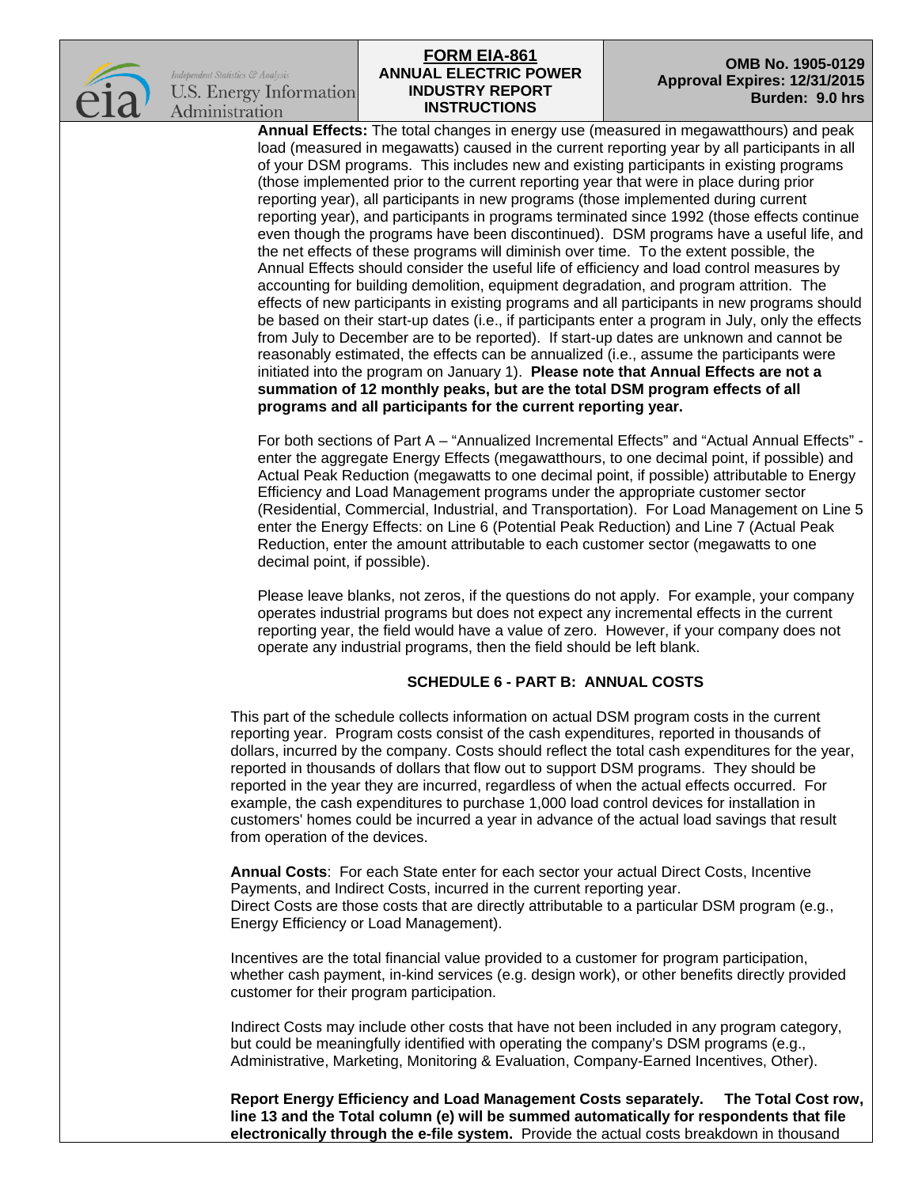**Annual Effects:** The total changes in energy use (measured in megawatthours) and peak load (measured in megawatts) caused in the current reporting year by all participants in all of your DSM programs. This includes new and existing participants in existing programs (those implemented prior to the current reporting year that were in place during prior reporting year), all participants in new programs (those implemented during current reporting year), and participants in programs terminated since 1992 (those effects continue even though the programs have been discontinued). DSM programs have a useful life, and the net effects of these programs will diminish over time. To the extent possible, the Annual Effects should consider the useful life of efficiency and load control measures by accounting for building demolition, equipment degradation, and program attrition. The effects of new participants in existing programs and all participants in new programs should be based on their start-up dates (i.e., if participants enter a program in July, only the effects from July to December are to be reported). If start-up dates are unknown and cannot be reasonably estimated, the effects can be annualized (i.e., assume the participants were initiated into the program on January 1). **Please note that Annual Effects are not a summation of 12 monthly peaks, but are the total DSM program effects of all programs and all participants for the current reporting year.**

For both sections of Part A – "Annualized Incremental Effects" and "Actual Annual Effects" - enter the aggregate Energy Effects (megawatthours, to one decimal point, if possible) and Actual Peak Reduction (megawatts to one decimal point, if possible) attributable to Energy Efficiency and Load Management programs under the appropriate customer sector (Residential, Commercial, Industrial, and Transportation). For Load Management on Line 5 enter the Energy Effects: on Line 6 (Potential Peak Reduction) and Line 7 (Actual Peak Reduction, enter the amount attributable to each customer sector (megawatts to one decimal point, if possible).

Please leave blanks, not zeros, if the questions do not apply. For example, your company operates industrial programs but does not expect any incremental effects in the current reporting year, the field would have a value of zero. However, if your company does not operate any industrial programs, then the field should be left blank.

### SCHEDULE 6 - PART B: ANNUAL COSTS

This part of the schedule collects information on actual DSM program costs in the current reporting year. Program costs consist of the cash expenditures, reported in thousands of dollars, incurred by the company. Costs should reflect the total cash expenditures for the year, reported in thousands of dollars that flow out to support DSM programs. They should be reported in the year they are incurred, regardless of when the actual effects occurred. For example, the cash expenditures to purchase 1,000 load control devices for installation in customers' homes could be incurred a year in advance of the actual load savings that result from operation of the devices.

**Annual Costs**: For each State enter for each sector your actual Direct Costs, Incentive Payments, and Indirect Costs, incurred in the current reporting year.
Direct Costs are those costs that are directly attributable to a particular DSM program (e.g., Energy Efficiency or Load Management).

Incentives are the total financial value provided to a customer for program participation, whether cash payment, in-kind services (e.g. design work), or other benefits directly provided customer for their program participation.

Indirect Costs may include other costs that have not been included in any program category, but could be meaningfully identified with operating the company's DSM programs (e.g., Administrative, Marketing, Monitoring & Evaluation, Company-Earned Incentives, Other).

**Report Energy Efficiency and Load Management Costs separately. The Total Cost row, line 13 and the Total column (e) will be summed automatically for respondents that file electronically through the e-file system.** Provide the actual costs breakdown in thousand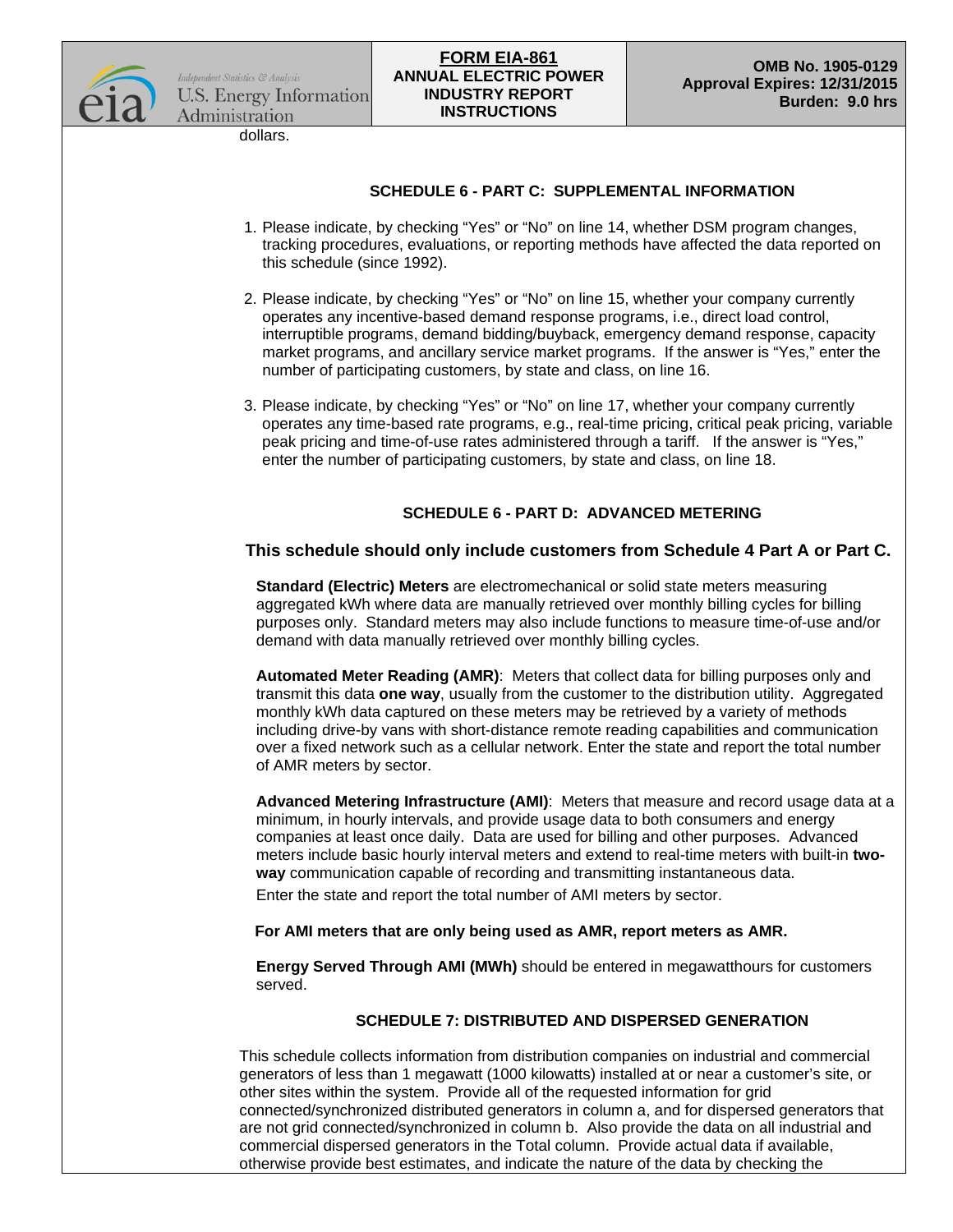dollars.

## SCHEDULE 6 - PART C: SUPPLEMENTAL INFORMATION

1. Please indicate, by checking "Yes" or "No" on line 14, whether DSM program changes, tracking procedures, evaluations, or reporting methods have affected the data reported on this schedule (since 1992).

2. Please indicate, by checking "Yes" or "No" on line 15, whether your company currently operates any incentive-based demand response programs, i.e., direct load control, interruptible programs, demand bidding/buyback, emergency demand response, capacity market programs, and ancillary service market programs. If the answer is "Yes," enter the number of participating customers, by state and class, on line 16.

3. Please indicate, by checking "Yes" or "No" on line 17, whether your company currently operates any time-based rate programs, e.g., real-time pricing, critical peak pricing, variable peak pricing and time-of-use rates administered through a tariff. If the answer is "Yes," enter the number of participating customers, by state and class, on line 18.

## SCHEDULE 6 - PART D: ADVANCED METERING

**This schedule should only include customers from Schedule 4 Part A or Part C.**

**Standard (Electric) Meters** are electromechanical or solid state meters measuring aggregated kWh where data are manually retrieved over monthly billing cycles for billing purposes only. Standard meters may also include functions to measure time-of-use and/or demand with data manually retrieved over monthly billing cycles.

**Automated Meter Reading (AMR)**: Meters that collect data for billing purposes only and transmit this data **one way**, usually from the customer to the distribution utility. Aggregated monthly kWh data captured on these meters may be retrieved by a variety of methods including drive-by vans with short-distance remote reading capabilities and communication over a fixed network such as a cellular network. Enter the state and report the total number of AMR meters by sector.

**Advanced Metering Infrastructure (AMI)**: Meters that measure and record usage data at a minimum, in hourly intervals, and provide usage data to both consumers and energy companies at least once daily. Data are used for billing and other purposes. Advanced meters include basic hourly interval meters and extend to real-time meters with built-in **two-way** communication capable of recording and transmitting instantaneous data.
Enter the state and report the total number of AMI meters by sector.

**For AMI meters that are only being used as AMR, report meters as AMR.**

**Energy Served Through AMI (MWh)** should be entered in megawatthours for customers served.

## SCHEDULE 7: DISTRIBUTED AND DISPERSED GENERATION

This schedule collects information from distribution companies on industrial and commercial generators of less than 1 megawatt (1000 kilowatts) installed at or near a customer's site, or other sites within the system. Provide all of the requested information for grid connected/synchronized distributed generators in column a, and for dispersed generators that are not grid connected/synchronized in column b. Also provide the data on all industrial and commercial dispersed generators in the Total column. Provide actual data if available, otherwise provide best estimates, and indicate the nature of the data by checking the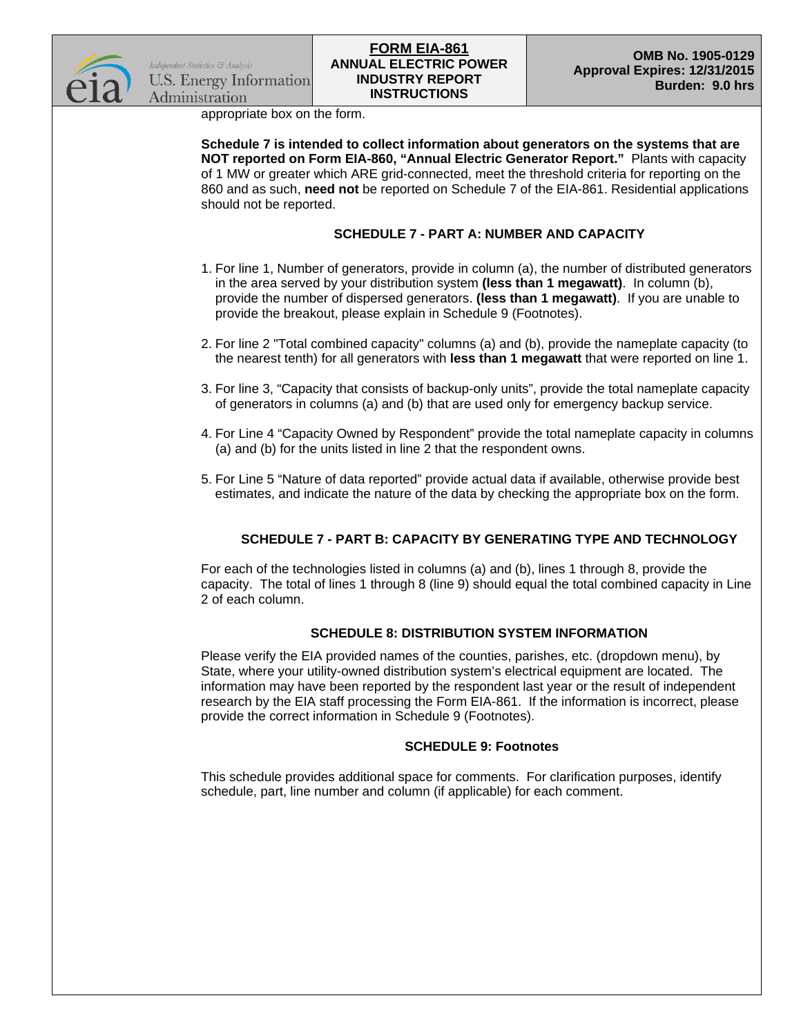appropriate box on the form.

**Schedule 7 is intended to collect information about generators on the systems that are NOT reported on Form EIA-860, "Annual Electric Generator Report."** Plants with capacity of 1 MW or greater which ARE grid-connected, meet the threshold criteria for reporting on the 860 and as such, **need not** be reported on Schedule 7 of the EIA-861. Residential applications should not be reported.

### SCHEDULE 7 - PART A: NUMBER AND CAPACITY

1. For line 1, Number of generators, provide in column (a), the number of distributed generators in the area served by your distribution system **(less than 1 megawatt)**. In column (b), provide the number of dispersed generators. **(less than 1 megawatt)**. If you are unable to provide the breakout, please explain in Schedule 9 (Footnotes).
2. For line 2 "Total combined capacity" columns (a) and (b), provide the nameplate capacity (to the nearest tenth) for all generators with **less than 1 megawatt** that were reported on line 1.
3. For line 3, "Capacity that consists of backup-only units", provide the total nameplate capacity of generators in columns (a) and (b) that are used only for emergency backup service.
4. For Line 4 "Capacity Owned by Respondent" provide the total nameplate capacity in columns (a) and (b) for the units listed in line 2 that the respondent owns.
5. For Line 5 "Nature of data reported" provide actual data if available, otherwise provide best estimates, and indicate the nature of the data by checking the appropriate box on the form.

### SCHEDULE 7 - PART B: CAPACITY BY GENERATING TYPE AND TECHNOLOGY

For each of the technologies listed in columns (a) and (b), lines 1 through 8, provide the capacity. The total of lines 1 through 8 (line 9) should equal the total combined capacity in Line 2 of each column.

### SCHEDULE 8: DISTRIBUTION SYSTEM INFORMATION

Please verify the EIA provided names of the counties, parishes, etc. (dropdown menu), by State, where your utility-owned distribution system's electrical equipment are located. The information may have been reported by the respondent last year or the result of independent research by the EIA staff processing the Form EIA-861. If the information is incorrect, please provide the correct information in Schedule 9 (Footnotes).

### SCHEDULE 9: Footnotes

This schedule provides additional space for comments. For clarification purposes, identify schedule, part, line number and column (if applicable) for each comment.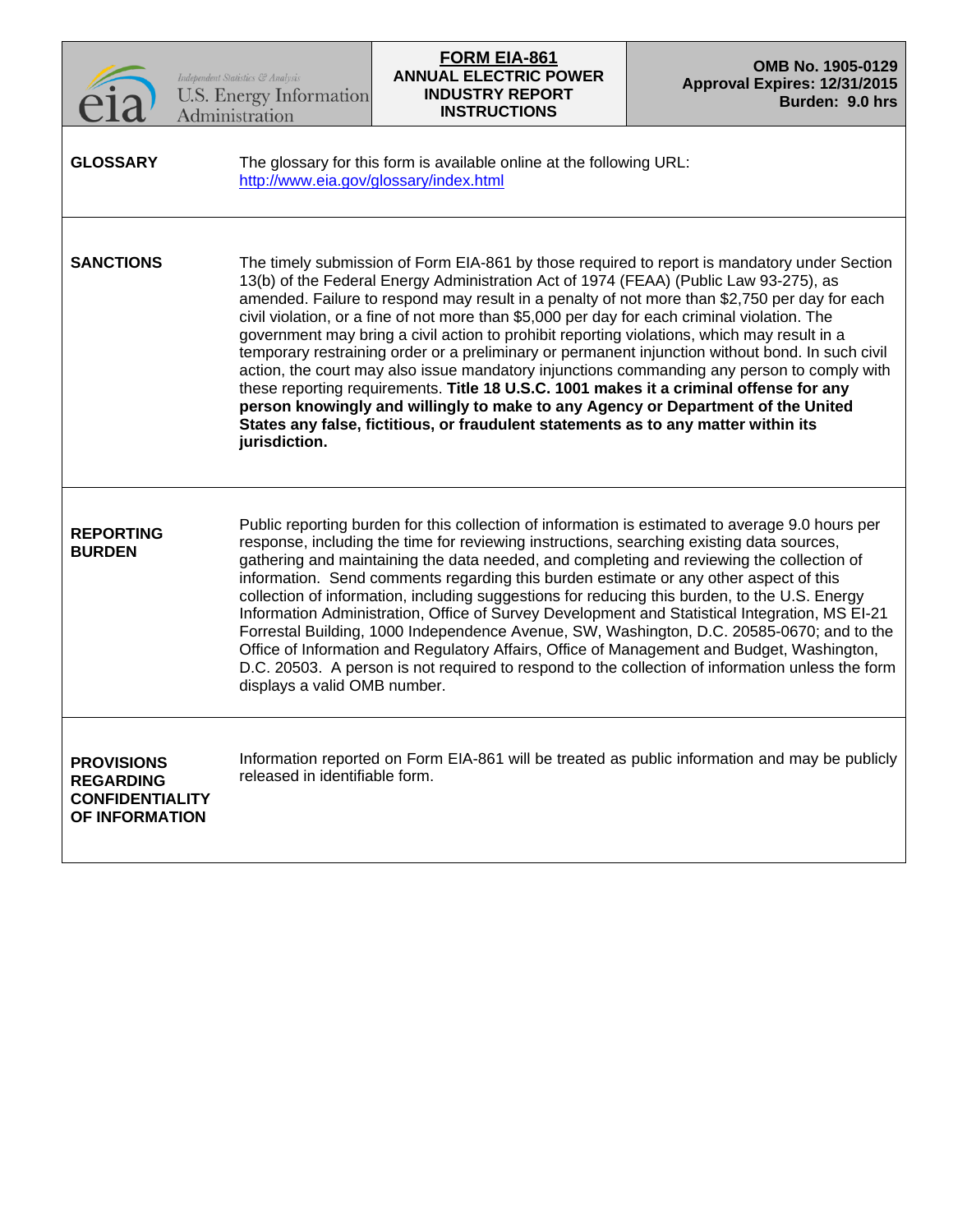| eia Independent Statistics & Analysis U.S. Energy Information Administration | **FORM EIA-861** **ANNUAL ELECTRIC POWER INDUSTRY REPORT INSTRUCTIONS** | **OMB No. 1905-0129** **Approval Expires: 12/31/2015** **Burden: 9.0 hrs** |
|---|---|---|

**GLOSSARY**

The glossary for this form is available online at the following URL: http://www.eia.gov/glossary/index.html

**SANCTIONS**

The timely submission of Form EIA-861 by those required to report is mandatory under Section 13(b) of the Federal Energy Administration Act of 1974 (FEAA) (Public Law 93-275), as amended. Failure to respond may result in a penalty of not more than $2,750 per day for each civil violation, or a fine of not more than $5,000 per day for each criminal violation. The government may bring a civil action to prohibit reporting violations, which may result in a temporary restraining order or a preliminary or permanent injunction without bond. In such civil action, the court may also issue mandatory injunctions commanding any person to comply with these reporting requirements. **Title 18 U.S.C. 1001 makes it a criminal offense for any person knowingly and willingly to make to any Agency or Department of the United States any false, fictitious, or fraudulent statements as to any matter within its jurisdiction.**

**REPORTING BURDEN**

Public reporting burden for this collection of information is estimated to average 9.0 hours per response, including the time for reviewing instructions, searching existing data sources, gathering and maintaining the data needed, and completing and reviewing the collection of information. Send comments regarding this burden estimate or any other aspect of this collection of information, including suggestions for reducing this burden, to the U.S. Energy Information Administration, Office of Survey Development and Statistical Integration, MS EI-21 Forrestal Building, 1000 Independence Avenue, SW, Washington, D.C. 20585-0670; and to the Office of Information and Regulatory Affairs, Office of Management and Budget, Washington, D.C. 20503. A person is not required to respond to the collection of information unless the form displays a valid OMB number.

**PROVISIONS REGARDING CONFIDENTIALITY OF INFORMATION**

Information reported on Form EIA-861 will be treated as public information and may be publicly released in identifiable form.